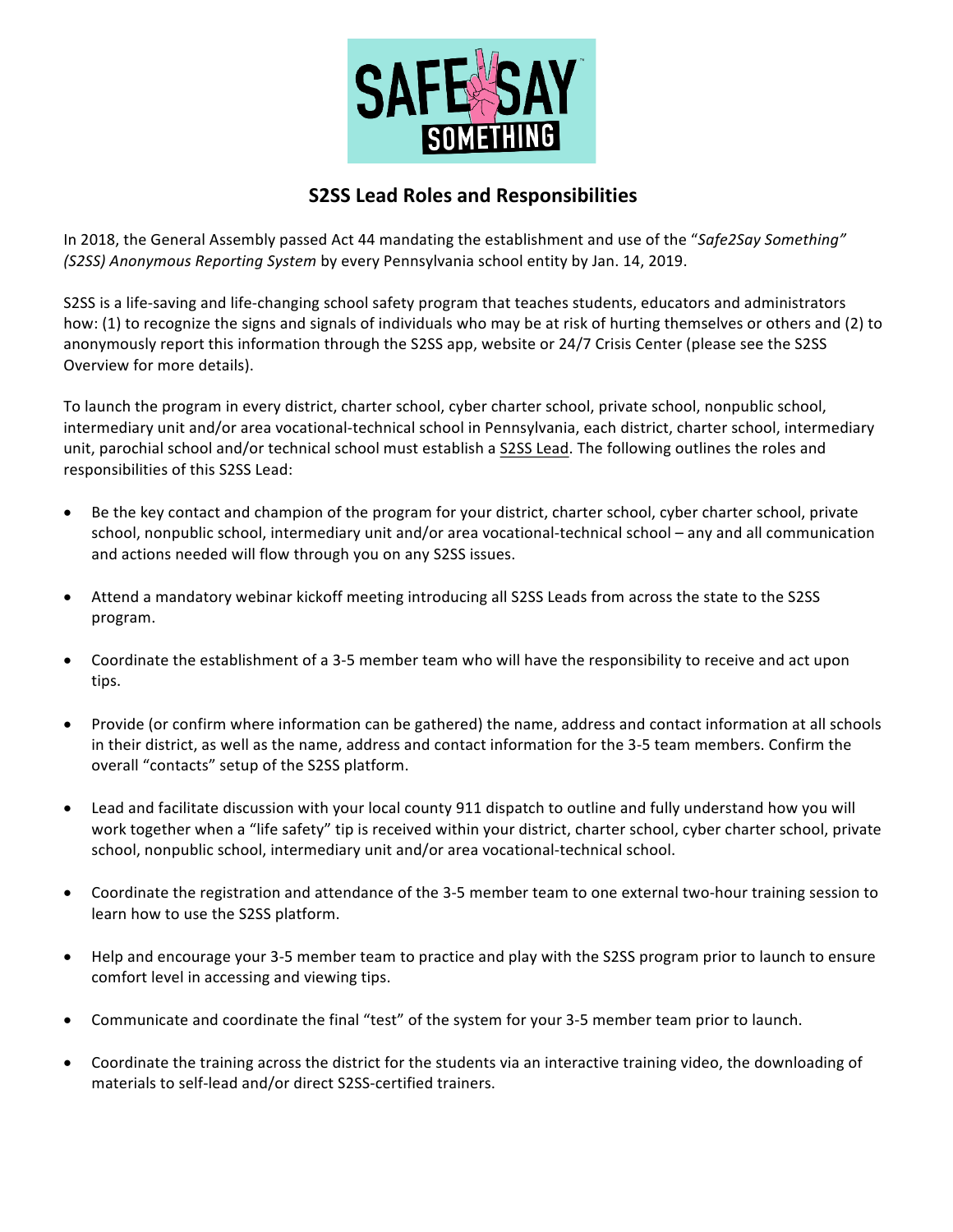# S2SS Lead Roles and Responsibilities

In 2018, the General Assembly passed Act 44 mandating the establishment and use of the "*Safe2Say Something" (S2SS) Anonymous Reporting System* by every Pennsylvania school entity by Jan. 14, 2019.

S2SS is a life-saving and life-changing school safety program that teaches students, educators and administrators how: (1) to recognize the signs and signals of individuals who may be at risk of hurting themselves or others and (2) to anonymously report this information through the S2SS app, website or 24/7 Crisis Center (please see the S2SS Overview for more details).

To launch the program in every district, charter school, cyber charter school, private school, nonpublic school, intermediary unit and/or area vocational-technical school in Pennsylvania, each district, charter school, intermediary unit, parochial school and/or technical school must establish a S2SS Lead. The following outlines the roles and responsibilities of this S2SS Lead:

- Be the key contact and champion of the program for your district, charter school, cyber charter school, private school, nonpublic school, intermediary unit and/or area vocational-technical school – any and all communication and actions needed will flow through you on any S2SS issues.
- Attend a mandatory webinar kickoff meeting introducing all S2SS Leads from across the state to the S2SS program.
- Coordinate the establishment of a 3-5 member team who will have the responsibility to receive and act upon tips.
- Provide (or confirm where information can be gathered) the name, address and contact information at all schools in their district, as well as the name, address and contact information for the 3-5 team members. Confirm the overall "contacts" setup of the S2SS platform.
- Lead and facilitate discussion with your local county 911 dispatch to outline and fully understand how you will work together when a "life safety" tip is received within your district, charter school, cyber charter school, private school, nonpublic school, intermediary unit and/or area vocational-technical school.
- Coordinate the registration and attendance of the 3-5 member team to one external two-hour training session to learn how to use the S2SS platform.
- Help and encourage your 3-5 member team to practice and play with the S2SS program prior to launch to ensure comfort level in accessing and viewing tips.
- Communicate and coordinate the final "test" of the system for your 3-5 member team prior to launch.
- Coordinate the training across the district for the students via an interactive training video, the downloading of materials to self-lead and/or direct S2SS-certified trainers.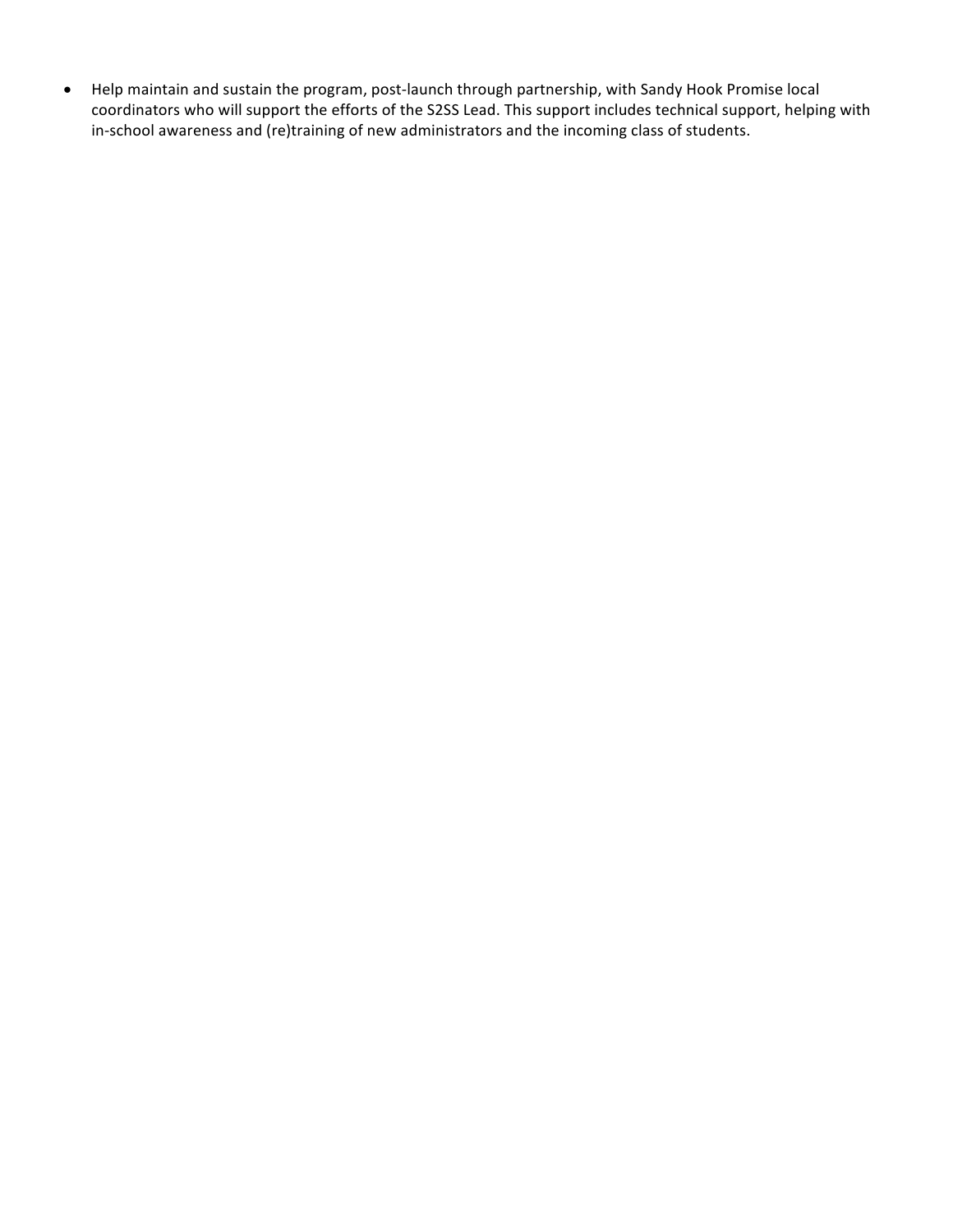- Help maintain and sustain the program, post-launch through partnership, with Sandy Hook Promise local coordinators who will support the efforts of the S2SS Lead. This support includes technical support, helping with in-school awareness and (re)training of new administrators and the incoming class of students.